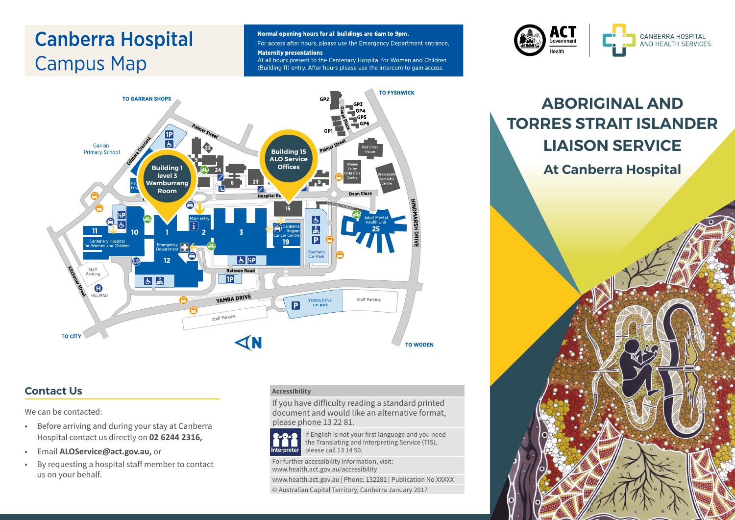# Canberra Hospital Campus Map

**Normal opening hours for all buildings are 6am to 9pm.**

For access after hours, please use the Emergency Department entrance.

**Maternity presentations**

At all hours present to the Centenary Hospital for Women and Children (Building 11) entry. After hours please use the intercom to gain access.

Building 1 level 3 Wamburrang Room

Building 15 ALO Service Offices

## Contact Us

We can be contacted:

- Before arriving and during your stay at Canberra Hospital contact us directly on **02 6244 2316,**
- Email **ALOService@act.gov.au,** or
- By requesting a hospital staff member to contact us on your behalf.

**Accessibility**

If you have difficulty reading a standard printed document and would like an alternative format, please phone 13 22 81.

If English is not your first language and you need the Translating and Interpreting Service (TIS), please call 13 14 50.

For further accessibility information, visit: www.health.act.gov.au/accessibility

www.health.act.gov.au | Phone: 132281 | Publication No XXXXX

© Australian Capital Territory, Canberra January 2017

ACT Government Health

CANBERRA HOSPITAL AND HEALTH SERVICES

# ABORIGINAL AND TORRES STRAIT ISLANDER LIAISON SERVICE

## At Canberra Hospital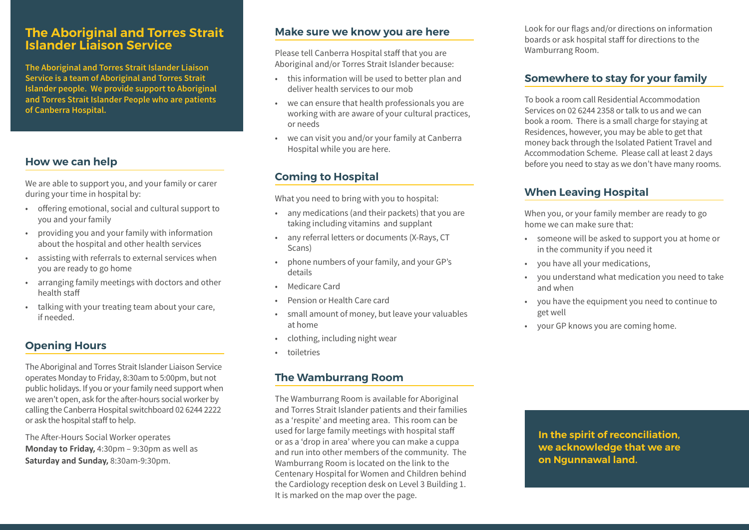# The Aboriginal and Torres Strait Islander Liaison Service

**The Aboriginal and Torres Strait Islander Liaison Service is a team of Aboriginal and Torres Strait Islander people. We provide support to Aboriginal and Torres Strait Islander People who are patients of Canberra Hospital.**

## How we can help

We are able to support you, and your family or carer during your time in hospital by:

- offering emotional, social and cultural support to you and your family
- providing you and your family with information about the hospital and other health services
- assisting with referrals to external services when you are ready to go home
- arranging family meetings with doctors and other health staff
- talking with your treating team about your care, if needed.

## Opening Hours

The Aboriginal and Torres Strait Islander Liaison Service operates Monday to Friday, 8:30am to 5:00pm, but not public holidays. If you or your family need support when we aren't open, ask for the after-hours social worker by calling the Canberra Hospital switchboard 02 6244 2222 or ask the hospital staff to help.

The After-Hours Social Worker operates **Monday to Friday,** 4:30pm – 9:30pm as well as **Saturday and Sunday,** 8:30am-9:30pm.

## Make sure we know you are here

Please tell Canberra Hospital staff that you are Aboriginal and/or Torres Strait Islander because:

- this information will be used to better plan and deliver health services to our mob
- we can ensure that health professionals you are working with are aware of your cultural practices, or needs
- we can visit you and/or your family at Canberra Hospital while you are here.

## Coming to Hospital

What you need to bring with you to hospital:

- any medications (and their packets) that you are taking including vitamins and supplant
- any referral letters or documents (X-Rays, CT Scans)
- phone numbers of your family, and your GP's details
- Medicare Card
- Pension or Health Care card
- small amount of money, but leave your valuables at home
- clothing, including night wear
- toiletries

## The Wamburrang Room

The Wamburrang Room is available for Aboriginal and Torres Strait Islander patients and their families as a 'respite' and meeting area. This room can be used for large family meetings with hospital staff or as a 'drop in area' where you can make a cuppa and run into other members of the community. The Wamburrang Room is located on the link to the Centenary Hospital for Women and Children behind the Cardiology reception desk on Level 3 Building 1. It is marked on the map over the page.

Look for our flags and/or directions on information boards or ask hospital staff for directions to the Wamburrang Room.

## Somewhere to stay for your family

To book a room call Residential Accommodation Services on 02 6244 2358 or talk to us and we can book a room. There is a small charge for staying at Residences, however, you may be able to get that money back through the Isolated Patient Travel and Accommodation Scheme. Please call at least 2 days before you need to stay as we don't have many rooms.

## When Leaving Hospital

When you, or your family member are ready to go home we can make sure that:

- someone will be asked to support you at home or in the community if you need it
- you have all your medications,
- you understand what medication you need to take and when
- you have the equipment you need to continue to get well
- your GP knows you are coming home.

**In the spirit of reconciliation, we acknowledge that we are on Ngunnawal land.**